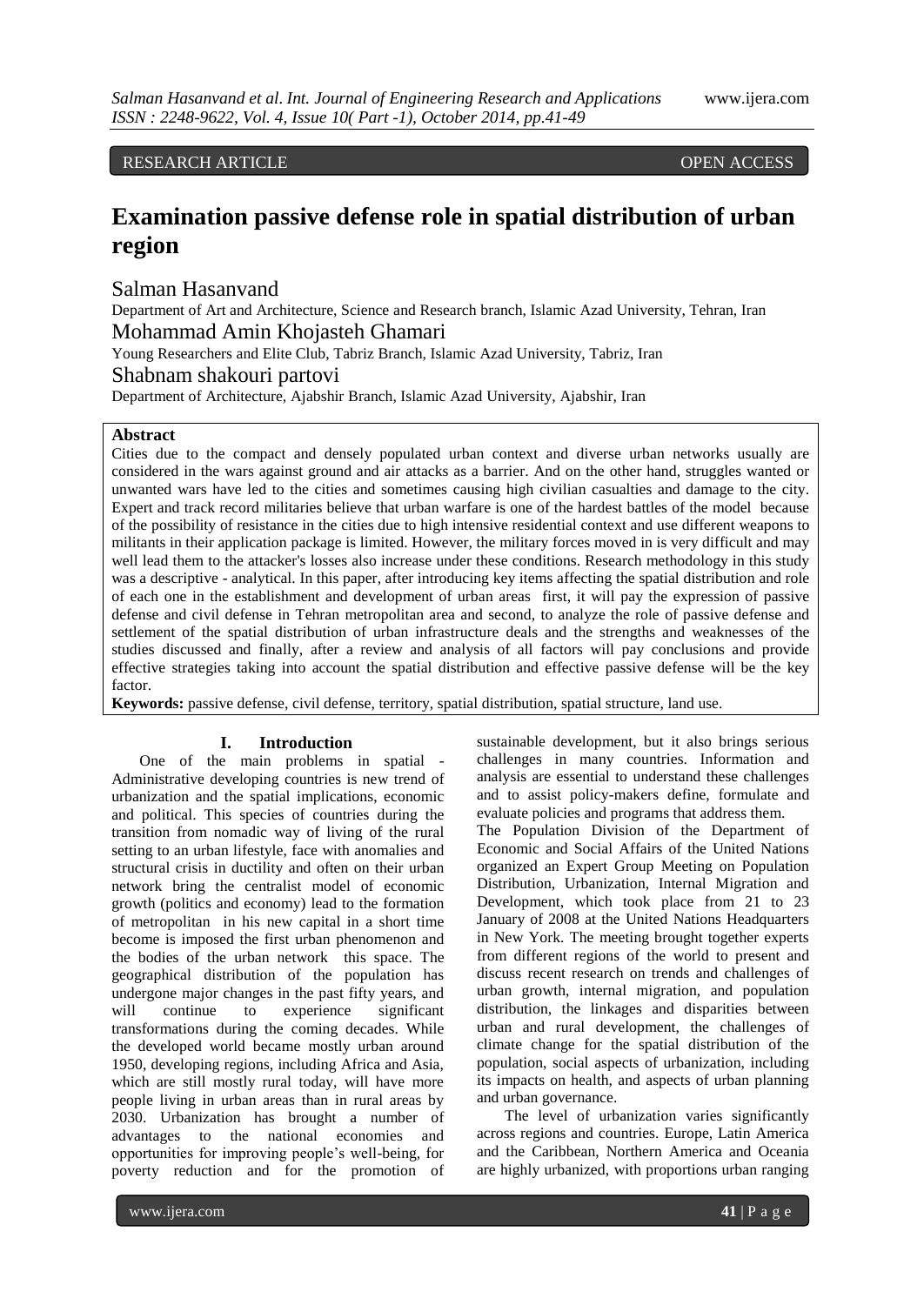RESEARCH ARTICLE OPEN ACCESS

# Examination passive defense role in spatial distribution of urban region

Salman Hasanvand

Department of Art and Architecture, Science and Research branch, Islamic Azad University, Tehran, Iran

Mohammad Amin Khojasteh Ghamari

Young Researchers and Elite Club, Tabriz Branch, Islamic Azad University, Tabriz, Iran

Shabnam shakouri partovi

Department of Architecture, Ajabshir Branch, Islamic Azad University, Ajabshir, Iran

**Abstract**

Cities due to the compact and densely populated urban context and diverse urban networks usually are considered in the wars against ground and air attacks as a barrier. And on the other hand, struggles wanted or unwanted wars have led to the cities and sometimes causing high civilian casualties and damage to the city. Expert and track record militaries believe that urban warfare is one of the hardest battles of the model because of the possibility of resistance in the cities due to high intensive residential context and use different weapons to militants in their application package is limited. However, the military forces moved in is very difficult and may well lead them to the attacker's losses also increase under these conditions. Research methodology in this study was a descriptive - analytical. In this paper, after introducing key items affecting the spatial distribution and role of each one in the establishment and development of urban areas first, it will pay the expression of passive defense and civil defense in Tehran metropolitan area and second, to analyze the role of passive defense and settlement of the spatial distribution of urban infrastructure deals and the strengths and weaknesses of the studies discussed and finally, after a review and analysis of all factors will pay conclusions and provide effective strategies taking into account the spatial distribution and effective passive defense will be the key factor.

**Keywords:** passive defense, civil defense, territory, spatial distribution, spatial structure, land use.

## I. Introduction

One of the main problems in spatial - Administrative developing countries is new trend of urbanization and the spatial implications, economic and political. This species of countries during the transition from nomadic way of living of the rural setting to an urban lifestyle, face with anomalies and structural crisis in ductility and often on their urban network bring the centralist model of economic growth (politics and economy) lead to the formation of metropolitan in his new capital in a short time become is imposed the first urban phenomenon and the bodies of the urban network this space. The geographical distribution of the population has undergone major changes in the past fifty years, and will continue to experience significant transformations during the coming decades. While the developed world became mostly urban around 1950, developing regions, including Africa and Asia, which are still mostly rural today, will have more people living in urban areas than in rural areas by 2030. Urbanization has brought a number of advantages to the national economies and opportunities for improving people's well-being, for poverty reduction and for the promotion of sustainable development, but it also brings serious challenges in many countries. Information and analysis are essential to understand these challenges and to assist policy-makers define, formulate and evaluate policies and programs that address them.

The Population Division of the Department of Economic and Social Affairs of the United Nations organized an Expert Group Meeting on Population Distribution, Urbanization, Internal Migration and Development, which took place from 21 to 23 January of 2008 at the United Nations Headquarters in New York. The meeting brought together experts from different regions of the world to present and discuss recent research on trends and challenges of urban growth, internal migration, and population distribution, the linkages and disparities between urban and rural development, the challenges of climate change for the spatial distribution of the population, social aspects of urbanization, including its impacts on health, and aspects of urban planning and urban governance.

The level of urbanization varies significantly across regions and countries. Europe, Latin America and the Caribbean, Northern America and Oceania are highly urbanized, with proportions urban ranging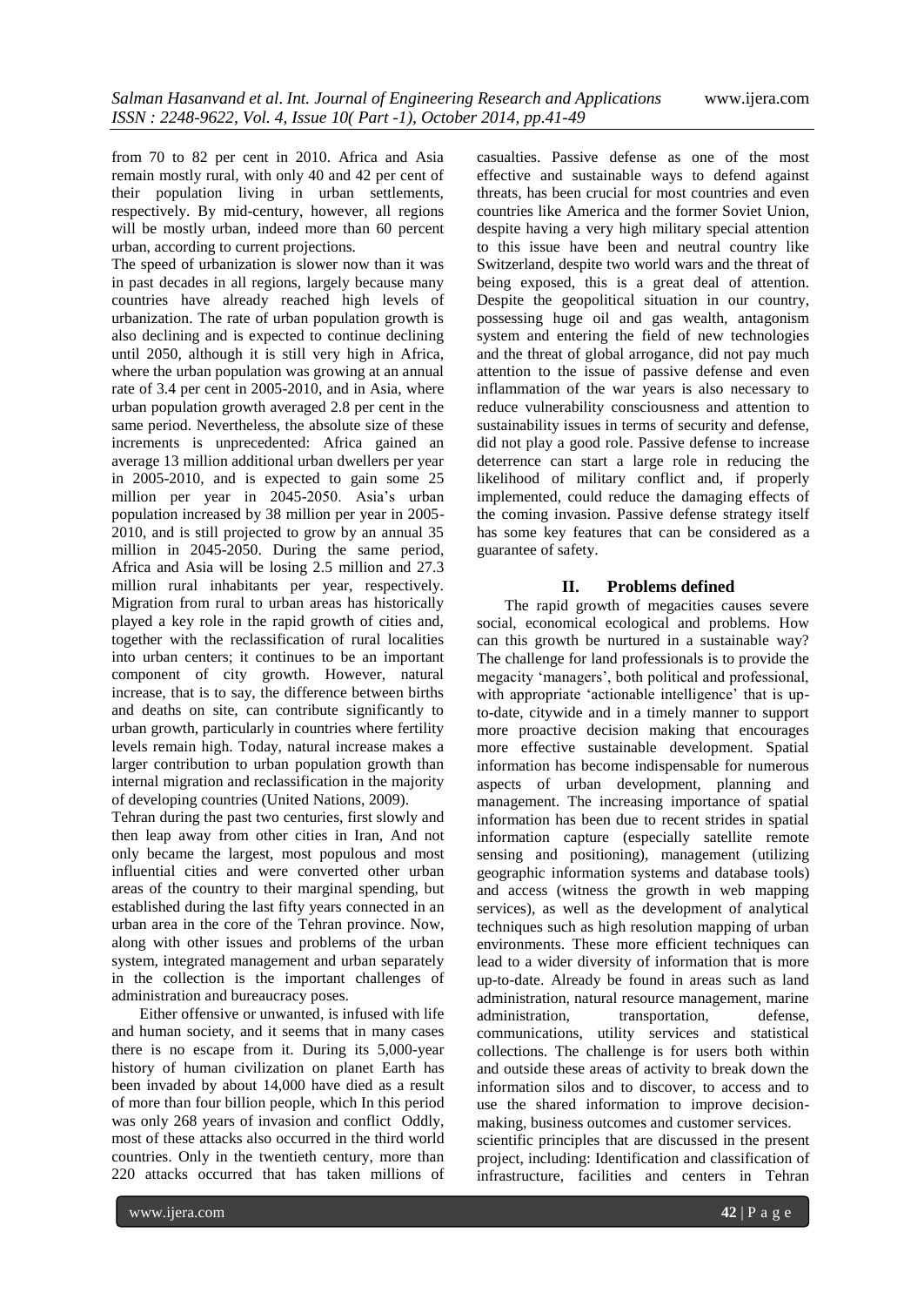from 70 to 82 per cent in 2010. Africa and Asia remain mostly rural, with only 40 and 42 per cent of their population living in urban settlements, respectively. By mid-century, however, all regions will be mostly urban, indeed more than 60 percent urban, according to current projections.

The speed of urbanization is slower now than it was in past decades in all regions, largely because many countries have already reached high levels of urbanization. The rate of urban population growth is also declining and is expected to continue declining until 2050, although it is still very high in Africa, where the urban population was growing at an annual rate of 3.4 per cent in 2005-2010, and in Asia, where urban population growth averaged 2.8 per cent in the same period. Nevertheless, the absolute size of these increments is unprecedented: Africa gained an average 13 million additional urban dwellers per year in 2005-2010, and is expected to gain some 25 million per year in 2045-2050. Asia's urban population increased by 38 million per year in 2005-2010, and is still projected to grow by an annual 35 million in 2045-2050. During the same period, Africa and Asia will be losing 2.5 million and 27.3 million rural inhabitants per year, respectively. Migration from rural to urban areas has historically played a key role in the rapid growth of cities and, together with the reclassification of rural localities into urban centers; it continues to be an important component of city growth. However, natural increase, that is to say, the difference between births and deaths on site, can contribute significantly to urban growth, particularly in countries where fertility levels remain high. Today, natural increase makes a larger contribution to urban population growth than internal migration and reclassification in the majority of developing countries (United Nations, 2009).

Tehran during the past two centuries, first slowly and then leap away from other cities in Iran, And not only became the largest, most populous and most influential cities and were converted other urban areas of the country to their marginal spending, but established during the last fifty years connected in an urban area in the core of the Tehran province. Now, along with other issues and problems of the urban system, integrated management and urban separately in the collection is the important challenges of administration and bureaucracy poses.

Either offensive or unwanted, is infused with life and human society, and it seems that in many cases there is no escape from it. During its 5,000-year history of human civilization on planet Earth has been invaded by about 14,000 have died as a result of more than four billion people, which In this period was only 268 years of invasion and conflict Oddly, most of these attacks also occurred in the third world countries. Only in the twentieth century, more than 220 attacks occurred that has taken millions of casualties. Passive defense as one of the most effective and sustainable ways to defend against threats, has been crucial for most countries and even countries like America and the former Soviet Union, despite having a very high military special attention to this issue have been and neutral country like Switzerland, despite two world wars and the threat of being exposed, this is a great deal of attention. Despite the geopolitical situation in our country, possessing huge oil and gas wealth, antagonism system and entering the field of new technologies and the threat of global arrogance, did not pay much attention to the issue of passive defense and even inflammation of the war years is also necessary to reduce vulnerability consciousness and attention to sustainability issues in terms of security and defense, did not play a good role. Passive defense to increase deterrence can start a large role in reducing the likelihood of military conflict and, if properly implemented, could reduce the damaging effects of the coming invasion. Passive defense strategy itself has some key features that can be considered as a guarantee of safety.

## II. Problems defined

The rapid growth of megacities causes severe social, economical ecological and problems. How can this growth be nurtured in a sustainable way? The challenge for land professionals is to provide the megacity 'managers', both political and professional, with appropriate 'actionable intelligence' that is up-to-date, citywide and in a timely manner to support more proactive decision making that encourages more effective sustainable development. Spatial information has become indispensable for numerous aspects of urban development, planning and management. The increasing importance of spatial information has been due to recent strides in spatial information capture (especially satellite remote sensing and positioning), management (utilizing geographic information systems and database tools) and access (witness the growth in web mapping services), as well as the development of analytical techniques such as high resolution mapping of urban environments. These more efficient techniques can lead to a wider diversity of information that is more up-to-date. Already be found in areas such as land administration, natural resource management, marine administration, transportation, defense, communications, utility services and statistical collections. The challenge is for users both within and outside these areas of activity to break down the information silos and to discover, to access and to use the shared information to improve decision-making, business outcomes and customer services.

scientific principles that are discussed in the present project, including: Identification and classification of infrastructure, facilities and centers in Tehran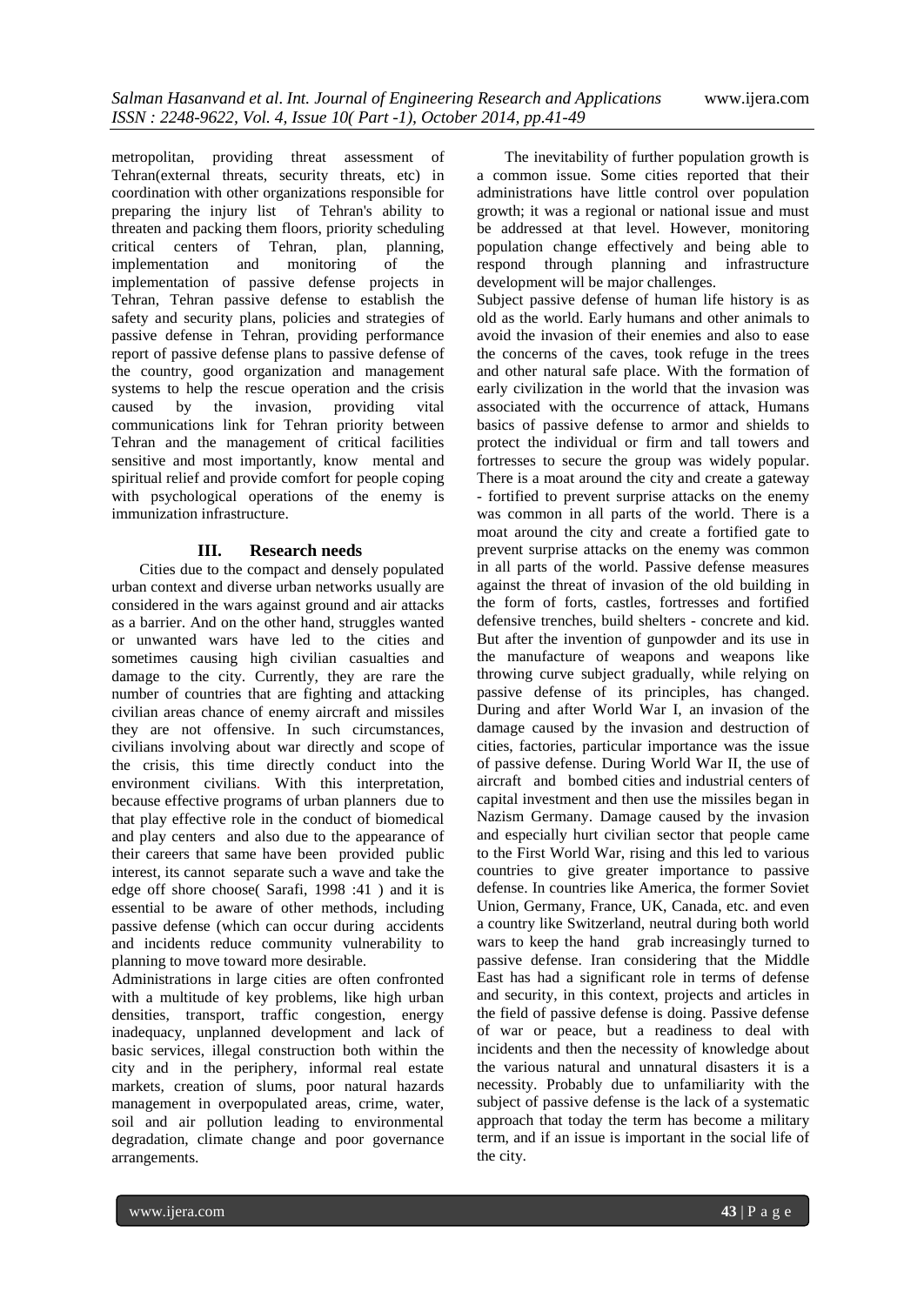metropolitan, providing threat assessment of Tehran(external threats, security threats, etc) in coordination with other organizations responsible for preparing the injury list of Tehran's ability to threaten and packing them floors, priority scheduling critical centers of Tehran, plan, planning, implementation and monitoring of the implementation of passive defense projects in Tehran, Tehran passive defense to establish the safety and security plans, policies and strategies of passive defense in Tehran, providing performance report of passive defense plans to passive defense of the country, good organization and management systems to help the rescue operation and the crisis caused by the invasion, providing vital communications link for Tehran priority between Tehran and the management of critical facilities sensitive and most importantly, know mental and spiritual relief and provide comfort for people coping with psychological operations of the enemy is immunization infrastructure.

## III. Research needs

Cities due to the compact and densely populated urban context and diverse urban networks usually are considered in the wars against ground and air attacks as a barrier. And on the other hand, struggles wanted or unwanted wars have led to the cities and sometimes causing high civilian casualties and damage to the city. Currently, they are rare the number of countries that are fighting and attacking civilian areas chance of enemy aircraft and missiles they are not offensive. In such circumstances, civilians involving about war directly and scope of the crisis, this time directly conduct into the environment civilians. With this interpretation, because effective programs of urban planners due to that play effective role in the conduct of biomedical and play centers and also due to the appearance of their careers that same have been provided public interest, its cannot separate such a wave and take the edge off shore choose( Sarafi, 1998 :41 ) and it is essential to be aware of other methods, including passive defense (which can occur during accidents and incidents reduce community vulnerability to planning to move toward more desirable.

Administrations in large cities are often confronted with a multitude of key problems, like high urban densities, transport, traffic congestion, energy inadequacy, unplanned development and lack of basic services, illegal construction both within the city and in the periphery, informal real estate markets, creation of slums, poor natural hazards management in overpopulated areas, crime, water, soil and air pollution leading to environmental degradation, climate change and poor governance arrangements.

The inevitability of further population growth is a common issue. Some cities reported that their administrations have little control over population growth; it was a regional or national issue and must be addressed at that level. However, monitoring population change effectively and being able to respond through planning and infrastructure development will be major challenges.

Subject passive defense of human life history is as old as the world. Early humans and other animals to avoid the invasion of their enemies and also to ease the concerns of the caves, took refuge in the trees and other natural safe place. With the formation of early civilization in the world that the invasion was associated with the occurrence of attack, Humans basics of passive defense to armor and shields to protect the individual or firm and tall towers and fortresses to secure the group was widely popular. There is a moat around the city and create a gateway - fortified to prevent surprise attacks on the enemy was common in all parts of the world. There is a moat around the city and create a fortified gate to prevent surprise attacks on the enemy was common in all parts of the world. Passive defense measures against the threat of invasion of the old building in the form of forts, castles, fortresses and fortified defensive trenches, build shelters - concrete and kid. But after the invention of gunpowder and its use in the manufacture of weapons and weapons like throwing curve subject gradually, while relying on passive defense of its principles, has changed. During and after World War I, an invasion of the damage caused by the invasion and destruction of cities, factories, particular importance was the issue of passive defense. During World War II, the use of aircraft and bombed cities and industrial centers of capital investment and then use the missiles began in Nazism Germany. Damage caused by the invasion and especially hurt civilian sector that people came to the First World War, rising and this led to various countries to give greater importance to passive defense. In countries like America, the former Soviet Union, Germany, France, UK, Canada, etc. and even a country like Switzerland, neutral during both world wars to keep the hand grab increasingly turned to passive defense. Iran considering that the Middle East has had a significant role in terms of defense and security, in this context, projects and articles in the field of passive defense is doing. Passive defense of war or peace, but a readiness to deal with incidents and then the necessity of knowledge about the various natural and unnatural disasters it is a necessity. Probably due to unfamiliarity with the subject of passive defense is the lack of a systematic approach that today the term has become a military term, and if an issue is important in the social life of the city.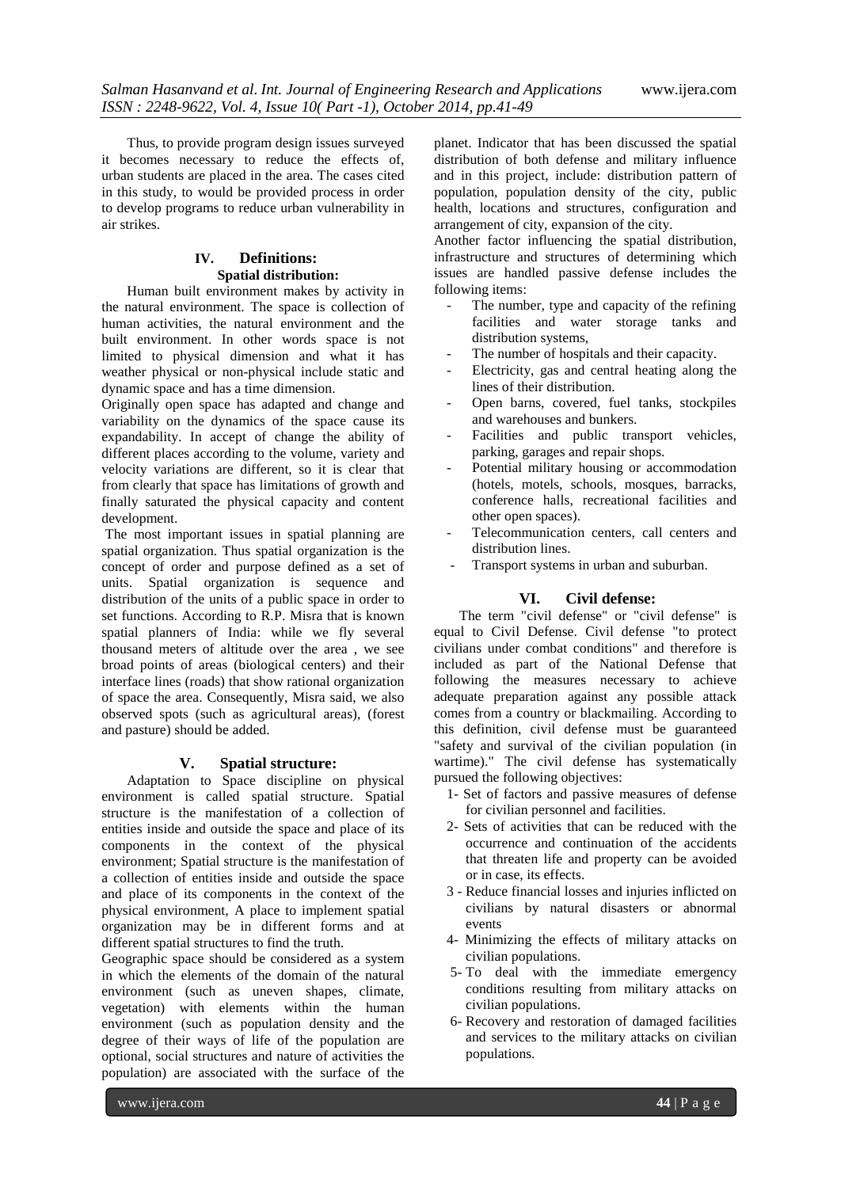Thus, to provide program design issues surveyed it becomes necessary to reduce the effects of, urban students are placed in the area. The cases cited in this study, to would be provided process in order to develop programs to reduce urban vulnerability in air strikes.

## IV. Definitions:

### Spatial distribution:

Human built environment makes by activity in the natural environment. The space is collection of human activities, the natural environment and the built environment. In other words space is not limited to physical dimension and what it has weather physical or non-physical include static and dynamic space and has a time dimension.

Originally open space has adapted and change and variability on the dynamics of the space cause its expandability. In accept of change the ability of different places according to the volume, variety and velocity variations are different, so it is clear that from clearly that space has limitations of growth and finally saturated the physical capacity and content development.

The most important issues in spatial planning are spatial organization. Thus spatial organization is the concept of order and purpose defined as a set of units. Spatial organization is sequence and distribution of the units of a public space in order to set functions. According to R.P. Misra that is known spatial planners of India: while we fly several thousand meters of altitude over the area , we see broad points of areas (biological centers) and their interface lines (roads) that show rational organization of space the area. Consequently, Misra said, we also observed spots (such as agricultural areas), (forest and pasture) should be added.

## V. Spatial structure:

Adaptation to Space discipline on physical environment is called spatial structure. Spatial structure is the manifestation of a collection of entities inside and outside the space and place of its components in the context of the physical environment; Spatial structure is the manifestation of a collection of entities inside and outside the space and place of its components in the context of the physical environment, A place to implement spatial organization may be in different forms and at different spatial structures to find the truth.

Geographic space should be considered as a system in which the elements of the domain of the natural environment (such as uneven shapes, climate, vegetation) with elements within the human environment (such as population density and the degree of their ways of life of the population are optional, social structures and nature of activities the population) are associated with the surface of the planet. Indicator that has been discussed the spatial distribution of both defense and military influence and in this project, include: distribution pattern of population, population density of the city, public health, locations and structures, configuration and arrangement of city, expansion of the city.

Another factor influencing the spatial distribution, infrastructure and structures of determining which issues are handled passive defense includes the following items:

- The number, type and capacity of the refining facilities and water storage tanks and distribution systems,
- The number of hospitals and their capacity.
- Electricity, gas and central heating along the lines of their distribution.
- Open barns, covered, fuel tanks, stockpiles and warehouses and bunkers.
- Facilities and public transport vehicles, parking, garages and repair shops.
- Potential military housing or accommodation (hotels, motels, schools, mosques, barracks, conference halls, recreational facilities and other open spaces).
- Telecommunication centers, call centers and distribution lines.
- Transport systems in urban and suburban.

## VI. Civil defense:

The term "civil defense" or "civil defense" is equal to Civil Defense. Civil defense "to protect civilians under combat conditions" and therefore is included as part of the National Defense that following the measures necessary to achieve adequate preparation against any possible attack comes from a country or blackmailing. According to this definition, civil defense must be guaranteed "safety and survival of the civilian population (in wartime)." The civil defense has systematically pursued the following objectives:

1- Set of factors and passive measures of defense for civilian personnel and facilities.
2- Sets of activities that can be reduced with the occurrence and continuation of the accidents that threaten life and property can be avoided or in case, its effects.
3 - Reduce financial losses and injuries inflicted on civilians by natural disasters or abnormal events
4- Minimizing the effects of military attacks on civilian populations.
5- To deal with the immediate emergency conditions resulting from military attacks on civilian populations.
6- Recovery and restoration of damaged facilities and services to the military attacks on civilian populations.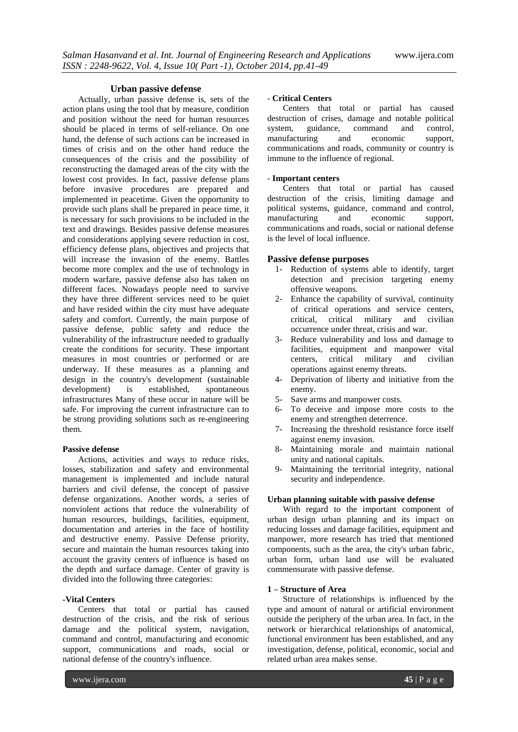### Urban passive defense

Actually, urban passive defense is, sets of the action plans using the tool that by measure, condition and position without the need for human resources should be placed in terms of self-reliance. On one hand, the defense of such actions can be increased in times of crisis and on the other hand reduce the consequences of the crisis and the possibility of reconstructing the damaged areas of the city with the lowest cost provides. In fact, passive defense plans before invasive procedures are prepared and implemented in peacetime. Given the opportunity to provide such plans shall be prepared in peace time, it is necessary for such provisions to be included in the text and drawings. Besides passive defense measures and considerations applying severe reduction in cost, efficiency defense plans, objectives and projects that will increase the invasion of the enemy. Battles become more complex and the use of technology in modern warfare, passive defense also has taken on different faces. Nowadays people need to survive they have three different services need to be quiet and have resided within the city must have adequate safety and comfort. Currently, the main purpose of passive defense, public safety and reduce the vulnerability of the infrastructure needed to gradually create the conditions for security. These important measures in most countries or performed or are underway. If these measures as a planning and design in the country's development (sustainable development) is established, spontaneous infrastructures Many of these occur in nature will be safe. For improving the current infrastructure can to be strong providing solutions such as re-engineering them.

#### Passive defense

Actions, activities and ways to reduce risks, losses, stabilization and safety and environmental management is implemented and include natural barriers and civil defense, the concept of passive defense organizations. Another words, a series of nonviolent actions that reduce the vulnerability of human resources, buildings, facilities, equipment, documentation and arteries in the face of hostility and destructive enemy. Passive Defense priority, secure and maintain the human resources taking into account the gravity centers of influence is based on the depth and surface damage. Center of gravity is divided into the following three categories:

**-Vital Centers**

Centers that total or partial has caused destruction of the crisis, and the risk of serious damage and the political system, navigation, command and control, manufacturing and economic support, communications and roads, social or national defense of the country's influence.

**- Critical Centers**

Centers that total or partial has caused destruction of crises, damage and notable political system, guidance, command and control, manufacturing and economic support, communications and roads, community or country is immune to the influence of regional.

**- Important centers**

Centers that total or partial has caused destruction of the crisis, limiting damage and political systems, guidance, command and control, manufacturing and economic support, communications and roads, social or national defense is the level of local influence.

### Passive defense purposes

1- Reduction of systems able to identify, target detection and precision targeting enemy offensive weapons.
2- Enhance the capability of survival, continuity of critical operations and service centers, critical, critical military and civilian occurrence under threat, crisis and war.
3- Reduce vulnerability and loss and damage to facilities, equipment and manpower vital centers, critical military and civilian operations against enemy threats.
4- Deprivation of liberty and initiative from the enemy.
5- Save arms and manpower costs.
6- To deceive and impose more costs to the enemy and strengthen deterrence.
7- Increasing the threshold resistance force itself against enemy invasion.
8- Maintaining morale and maintain national unity and national capitals.
9- Maintaining the territorial integrity, national security and independence.

#### Urban planning suitable with passive defense

With regard to the important component of urban design urban planning and its impact on reducing losses and damage facilities, equipment and manpower, more research has tried that mentioned components, such as the area, the city's urban fabric, urban form, urban land use will be evaluated commensurate with passive defense.

#### 1 – Structure of Area

Structure of relationships is influenced by the type and amount of natural or artificial environment outside the periphery of the urban area. In fact, in the network or hierarchical relationships of anatomical, functional environment has been established, and any investigation, defense, political, economic, social and related urban area makes sense.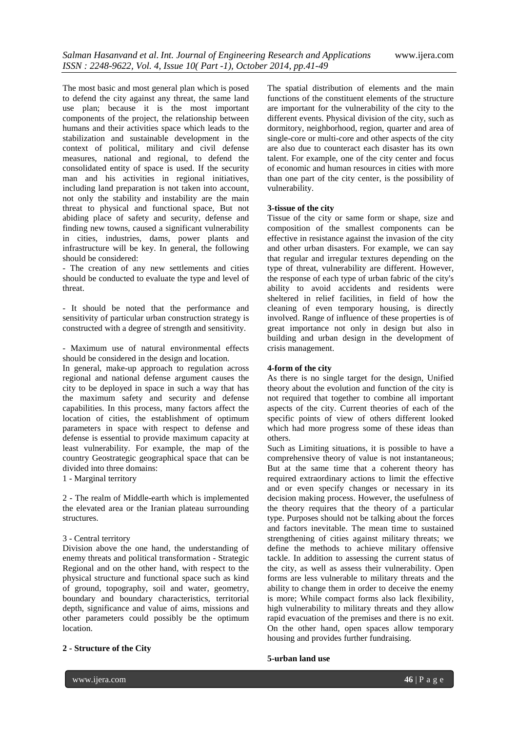The most basic and most general plan which is posed to defend the city against any threat, the same land use plan; because it is the most important components of the project, the relationship between humans and their activities space which leads to the stabilization and sustainable development in the context of political, military and civil defense measures, national and regional, to defend the consolidated entity of space is used. If the security man and his activities in regional initiatives, including land preparation is not taken into account, not only the stability and instability are the main threat to physical and functional space, But not abiding place of safety and security, defense and finding new towns, caused a significant vulnerability in cities, industries, dams, power plants and infrastructure will be key. In general, the following should be considered:

- The creation of any new settlements and cities should be conducted to evaluate the type and level of threat.

- It should be noted that the performance and sensitivity of particular urban construction strategy is constructed with a degree of strength and sensitivity.

- Maximum use of natural environmental effects should be considered in the design and location.

In general, make-up approach to regulation across regional and national defense argument causes the city to be deployed in space in such a way that has the maximum safety and security and defense capabilities. In this process, many factors affect the location of cities, the establishment of optimum parameters in space with respect to defense and defense is essential to provide maximum capacity at least vulnerability. For example, the map of the country Geostrategic geographical space that can be divided into three domains:

1 - Marginal territory

2 - The realm of Middle-earth which is implemented the elevated area or the Iranian plateau surrounding structures.

3 - Central territory

Division above the one hand, the understanding of enemy threats and political transformation - Strategic Regional and on the other hand, with respect to the physical structure and functional space such as kind of ground, topography, soil and water, geometry, boundary and boundary characteristics, territorial depth, significance and value of aims, missions and other parameters could possibly be the optimum location.

**2 - Structure of the City**

The spatial distribution of elements and the main functions of the constituent elements of the structure are important for the vulnerability of the city to the different events. Physical division of the city, such as dormitory, neighborhood, region, quarter and area of single-core or multi-core and other aspects of the city are also due to counteract each disaster has its own talent. For example, one of the city center and focus of economic and human resources in cities with more than one part of the city center, is the possibility of vulnerability.

**3-tissue of the city**

Tissue of the city or same form or shape, size and composition of the smallest components can be effective in resistance against the invasion of the city and other urban disasters. For example, we can say that regular and irregular textures depending on the type of threat, vulnerability are different. However, the response of each type of urban fabric of the city's ability to avoid accidents and residents were sheltered in relief facilities, in field of how the cleaning of even temporary housing, is directly involved. Range of influence of these properties is of great importance not only in design but also in building and urban design in the development of crisis management.

**4-form of the city**

As there is no single target for the design, Unified theory about the evolution and function of the city is not required that together to combine all important aspects of the city. Current theories of each of the specific points of view of others different looked which had more progress some of these ideas than others.

Such as Limiting situations, it is possible to have a comprehensive theory of value is not instantaneous; But at the same time that a coherent theory has required extraordinary actions to limit the effective and or even specify changes or necessary in its decision making process. However, the usefulness of the theory requires that the theory of a particular type. Purposes should not be talking about the forces and factors inevitable. The mean time to sustained strengthening of cities against military threats; we define the methods to achieve military offensive tackle. In addition to assessing the current status of the city, as well as assess their vulnerability. Open forms are less vulnerable to military threats and the ability to change them in order to deceive the enemy is more; While compact forms also lack flexibility, high vulnerability to military threats and they allow rapid evacuation of the premises and there is no exit. On the other hand, open spaces allow temporary housing and provides further fundraising.

**5-urban land use**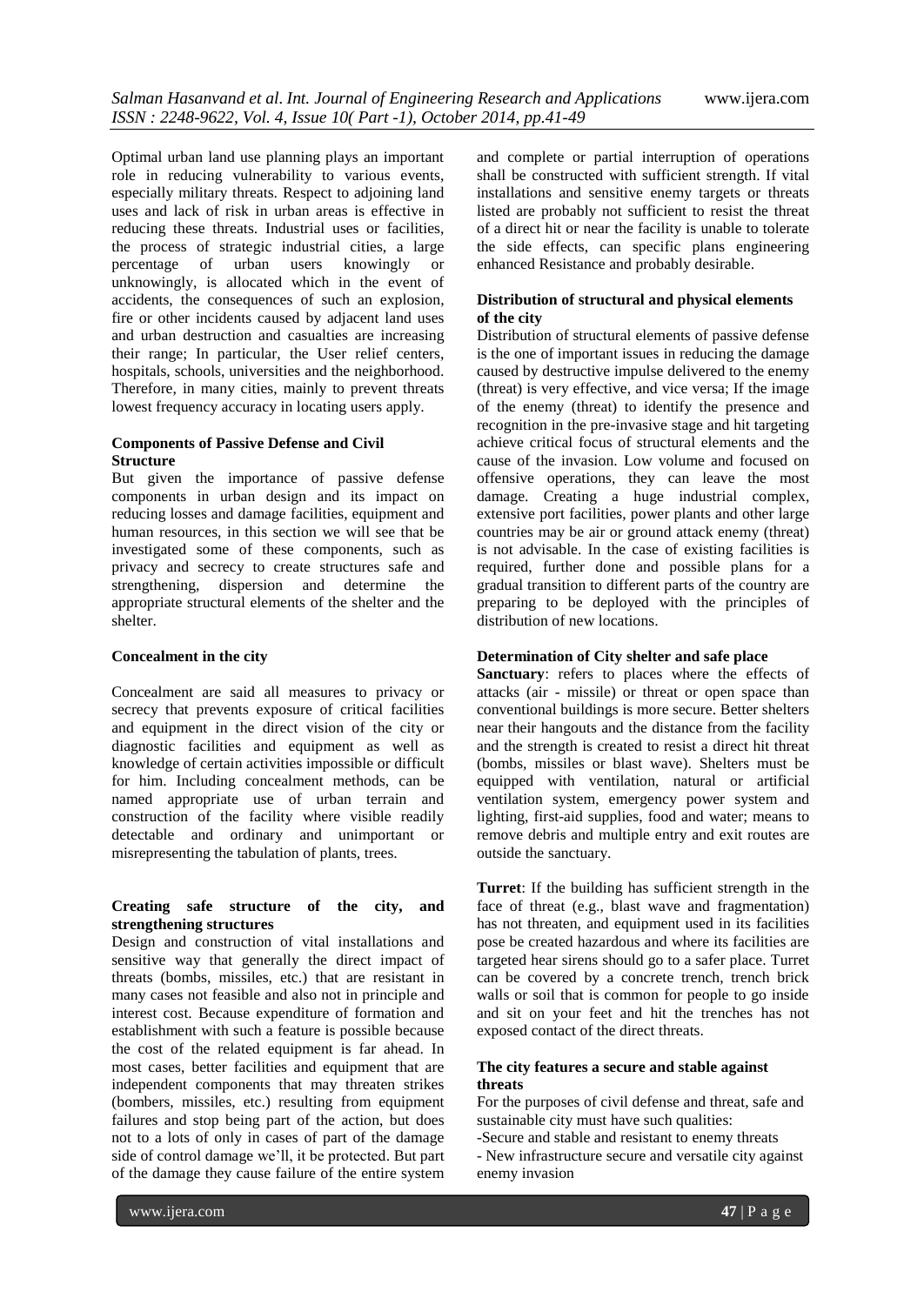Optimal urban land use planning plays an important role in reducing vulnerability to various events, especially military threats. Respect to adjoining land uses and lack of risk in urban areas is effective in reducing these threats. Industrial uses or facilities, the process of strategic industrial cities, a large percentage of urban users knowingly or unknowingly, is allocated which in the event of accidents, the consequences of such an explosion, fire or other incidents caused by adjacent land uses and urban destruction and casualties are increasing their range; In particular, the User relief centers, hospitals, schools, universities and the neighborhood. Therefore, in many cities, mainly to prevent threats lowest frequency accuracy in locating users apply.

**Components of Passive Defense and Civil Structure**

But given the importance of passive defense components in urban design and its impact on reducing losses and damage facilities, equipment and human resources, in this section we will see that be investigated some of these components, such as privacy and secrecy to create structures safe and strengthening, dispersion and determine the appropriate structural elements of the shelter and the shelter.

**Concealment in the city**

Concealment are said all measures to privacy or secrecy that prevents exposure of critical facilities and equipment in the direct vision of the city or diagnostic facilities and equipment as well as knowledge of certain activities impossible or difficult for him. Including concealment methods, can be named appropriate use of urban terrain and construction of the facility where visible readily detectable and ordinary and unimportant or misrepresenting the tabulation of plants, trees.

**Creating safe structure of the city, and strengthening structures**

Design and construction of vital installations and sensitive way that generally the direct impact of threats (bombs, missiles, etc.) that are resistant in many cases not feasible and also not in principle and interest cost. Because expenditure of formation and establishment with such a feature is possible because the cost of the related equipment is far ahead. In most cases, better facilities and equipment that are independent components that may threaten strikes (bombers, missiles, etc.) resulting from equipment failures and stop being part of the action, but does not to a lots of only in cases of part of the damage side of control damage we'll, it be protected. But part of the damage they cause failure of the entire system and complete or partial interruption of operations shall be constructed with sufficient strength. If vital installations and sensitive enemy targets or threats listed are probably not sufficient to resist the threat of a direct hit or near the facility is unable to tolerate the side effects, can specific plans engineering enhanced Resistance and probably desirable.

**Distribution of structural and physical elements of the city**

Distribution of structural elements of passive defense is the one of important issues in reducing the damage caused by destructive impulse delivered to the enemy (threat) is very effective, and vice versa; If the image of the enemy (threat) to identify the presence and recognition in the pre-invasive stage and hit targeting achieve critical focus of structural elements and the cause of the invasion. Low volume and focused on offensive operations, they can leave the most damage. Creating a huge industrial complex, extensive port facilities, power plants and other large countries may be air or ground attack enemy (threat) is not advisable. In the case of existing facilities is required, further done and possible plans for a gradual transition to different parts of the country are preparing to be deployed with the principles of distribution of new locations.

**Determination of City shelter and safe place**

**Sanctuary**: refers to places where the effects of attacks (air - missile) or threat or open space than conventional buildings is more secure. Better shelters near their hangouts and the distance from the facility and the strength is created to resist a direct hit threat (bombs, missiles or blast wave). Shelters must be equipped with ventilation, natural or artificial ventilation system, emergency power system and lighting, first-aid supplies, food and water; means to remove debris and multiple entry and exit routes are outside the sanctuary.

**Turret**: If the building has sufficient strength in the face of threat (e.g., blast wave and fragmentation) has not threaten, and equipment used in its facilities pose be created hazardous and where its facilities are targeted hear sirens should go to a safer place. Turret can be covered by a concrete trench, trench brick walls or soil that is common for people to go inside and sit on your feet and hit the trenches has not exposed contact of the direct threats.

**The city features a secure and stable against threats**

For the purposes of civil defense and threat, safe and sustainable city must have such qualities:

-Secure and stable and resistant to enemy threats

- New infrastructure secure and versatile city against enemy invasion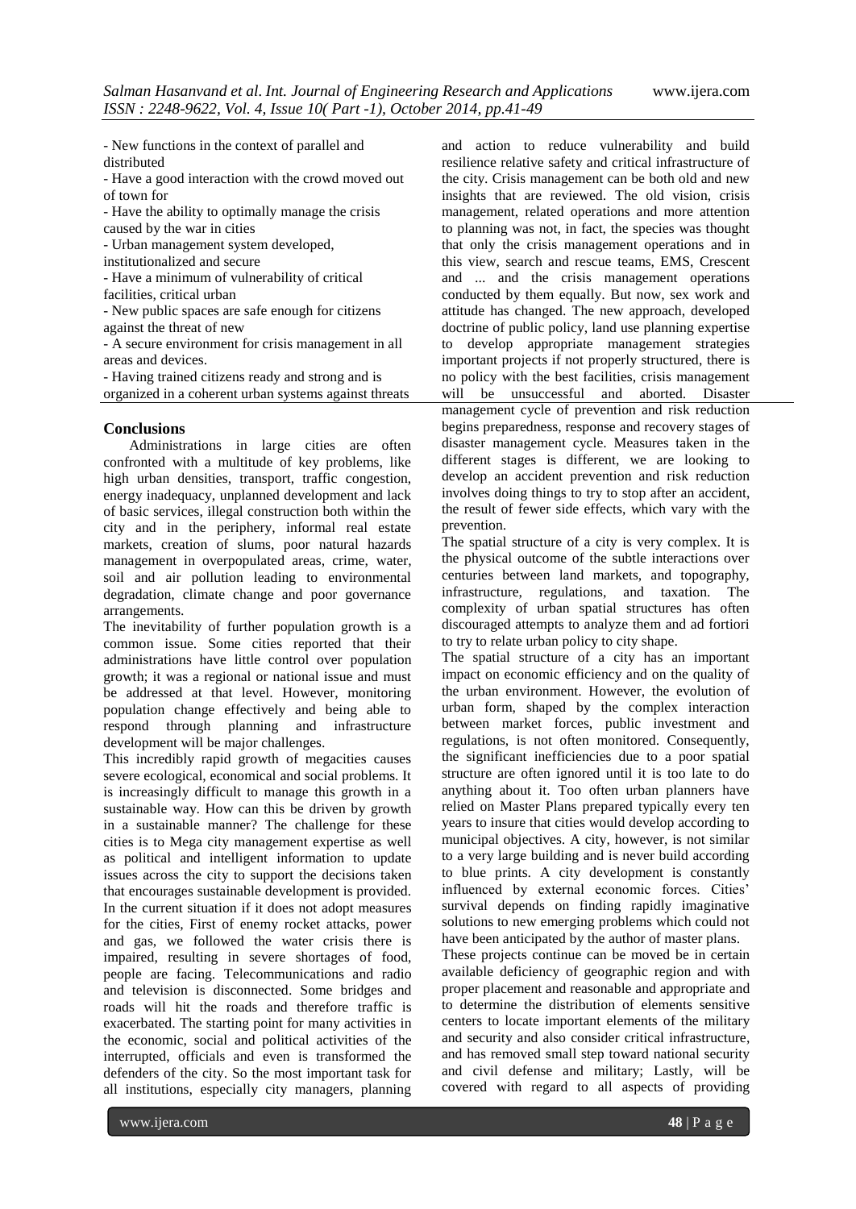- New functions in the context of parallel and distributed
- Have a good interaction with the crowd moved out of town for
- Have the ability to optimally manage the crisis caused by the war in cities
- Urban management system developed, institutionalized and secure
- Have a minimum of vulnerability of critical facilities, critical urban
- New public spaces are safe enough for citizens against the threat of new
- A secure environment for crisis management in all areas and devices.
- Having trained citizens ready and strong and is organized in a coherent urban systems against threats

## Conclusions

Administrations in large cities are often confronted with a multitude of key problems, like high urban densities, transport, traffic congestion, energy inadequacy, unplanned development and lack of basic services, illegal construction both within the city and in the periphery, informal real estate markets, creation of slums, poor natural hazards management in overpopulated areas, crime, water, soil and air pollution leading to environmental degradation, climate change and poor governance arrangements.

The inevitability of further population growth is a common issue. Some cities reported that their administrations have little control over population growth; it was a regional or national issue and must be addressed at that level. However, monitoring population change effectively and being able to respond through planning and infrastructure development will be major challenges.

This incredibly rapid growth of megacities causes severe ecological, economical and social problems. It is increasingly difficult to manage this growth in a sustainable way. How can this be driven by growth in a sustainable manner? The challenge for these cities is to Mega city management expertise as well as political and intelligent information to update issues across the city to support the decisions taken that encourages sustainable development is provided. In the current situation if it does not adopt measures for the cities, First of enemy rocket attacks, power and gas, we followed the water crisis there is impaired, resulting in severe shortages of food, people are facing. Telecommunications and radio and television is disconnected. Some bridges and roads will hit the roads and therefore traffic is exacerbated. The starting point for many activities in the economic, social and political activities of the interrupted, officials and even is transformed the defenders of the city. So the most important task for all institutions, especially city managers, planning and action to reduce vulnerability and build resilience relative safety and critical infrastructure of the city. Crisis management can be both old and new insights that are reviewed. The old vision, crisis management, related operations and more attention to planning was not, in fact, the species was thought that only the crisis management operations and in this view, search and rescue teams, EMS, Crescent and ... and the crisis management operations conducted by them equally. But now, sex work and attitude has changed. The new approach, developed doctrine of public policy, land use planning expertise to develop appropriate management strategies important projects if not properly structured, there is no policy with the best facilities, crisis management will be unsuccessful and aborted. Disaster management cycle of prevention and risk reduction begins preparedness, response and recovery stages of disaster management cycle. Measures taken in the different stages is different, we are looking to develop an accident prevention and risk reduction involves doing things to try to stop after an accident, the result of fewer side effects, which vary with the prevention.

The spatial structure of a city is very complex. It is the physical outcome of the subtle interactions over centuries between land markets, and topography, infrastructure, regulations, and taxation. The complexity of urban spatial structures has often discouraged attempts to analyze them and ad fortiori to try to relate urban policy to city shape.

The spatial structure of a city has an important impact on economic efficiency and on the quality of the urban environment. However, the evolution of urban form, shaped by the complex interaction between market forces, public investment and regulations, is not often monitored. Consequently, the significant inefficiencies due to a poor spatial structure are often ignored until it is too late to do anything about it. Too often urban planners have relied on Master Plans prepared typically every ten years to insure that cities would develop according to municipal objectives. A city, however, is not similar to a very large building and is never build according to blue prints. A city development is constantly influenced by external economic forces. Cities' survival depends on finding rapidly imaginative solutions to new emerging problems which could not have been anticipated by the author of master plans.

These projects continue can be moved be in certain available deficiency of geographic region and with proper placement and reasonable and appropriate and to determine the distribution of elements sensitive centers to locate important elements of the military and security and also consider critical infrastructure, and has removed small step toward national security and civil defense and military; Lastly, will be covered with regard to all aspects of providing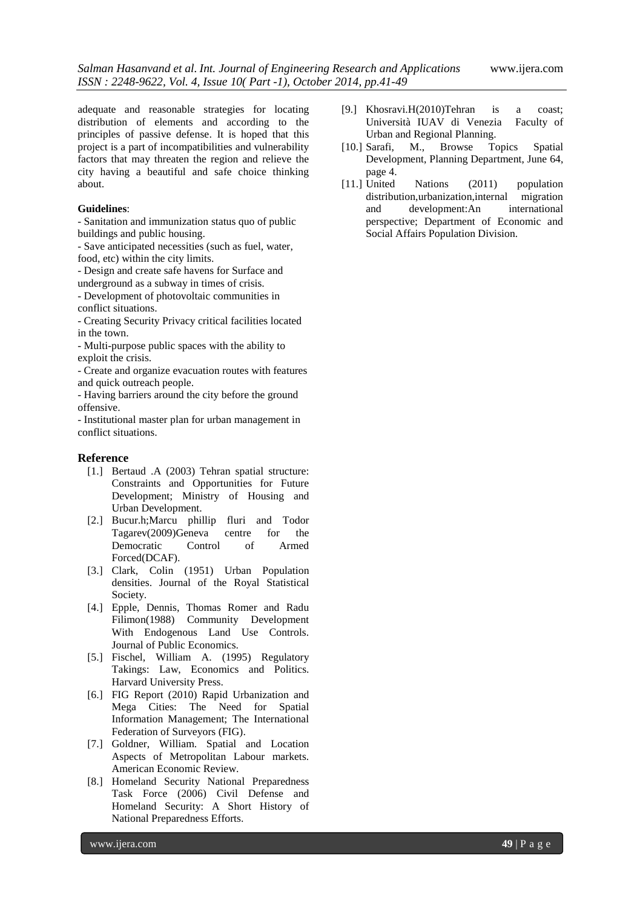adequate and reasonable strategies for locating distribution of elements and according to the principles of passive defense. It is hoped that this project is a part of incompatibilities and vulnerability factors that may threaten the region and relieve the city having a beautiful and safe choice thinking about.

**Guidelines**:

- Sanitation and immunization status quo of public buildings and public housing.
- Save anticipated necessities (such as fuel, water, food, etc) within the city limits.
- Design and create safe havens for Surface and underground as a subway in times of crisis.
- Development of photovoltaic communities in conflict situations.
- Creating Security Privacy critical facilities located in the town.
- Multi-purpose public spaces with the ability to exploit the crisis.
- Create and organize evacuation routes with features and quick outreach people.
- Having barriers around the city before the ground offensive.
- Institutional master plan for urban management in conflict situations.

## Reference

[1.] Bertaud .A (2003) Tehran spatial structure: Constraints and Opportunities for Future Development; Ministry of Housing and Urban Development.

[2.] Bucur.h;Marcu phillip fluri and Todor Tagarev(2009)Geneva centre for the Democratic Control of Armed Forced(DCAF).

[3.] Clark, Colin (1951) Urban Population densities. Journal of the Royal Statistical Society.

[4.] Epple, Dennis, Thomas Romer and Radu Filimon(1988) Community Development With Endogenous Land Use Controls. Journal of Public Economics.

[5.] Fischel, William A. (1995) Regulatory Takings: Law, Economics and Politics. Harvard University Press.

[6.] FIG Report (2010) Rapid Urbanization and Mega Cities: The Need for Spatial Information Management; The International Federation of Surveyors (FIG).

[7.] Goldner, William. Spatial and Location Aspects of Metropolitan Labour markets. American Economic Review.

[8.] Homeland Security National Preparedness Task Force (2006) Civil Defense and Homeland Security: A Short History of National Preparedness Efforts.

[9.] Khosravi.H(2010)Tehran is a coast; Università IUAV di Venezia Faculty of Urban and Regional Planning.

[10.] Sarafi, M., Browse Topics Spatial Development, Planning Department, June 64, page 4.

[11.] United Nations (2011) population distribution,urbanization,internal migration and development:An international perspective; Department of Economic and Social Affairs Population Division.